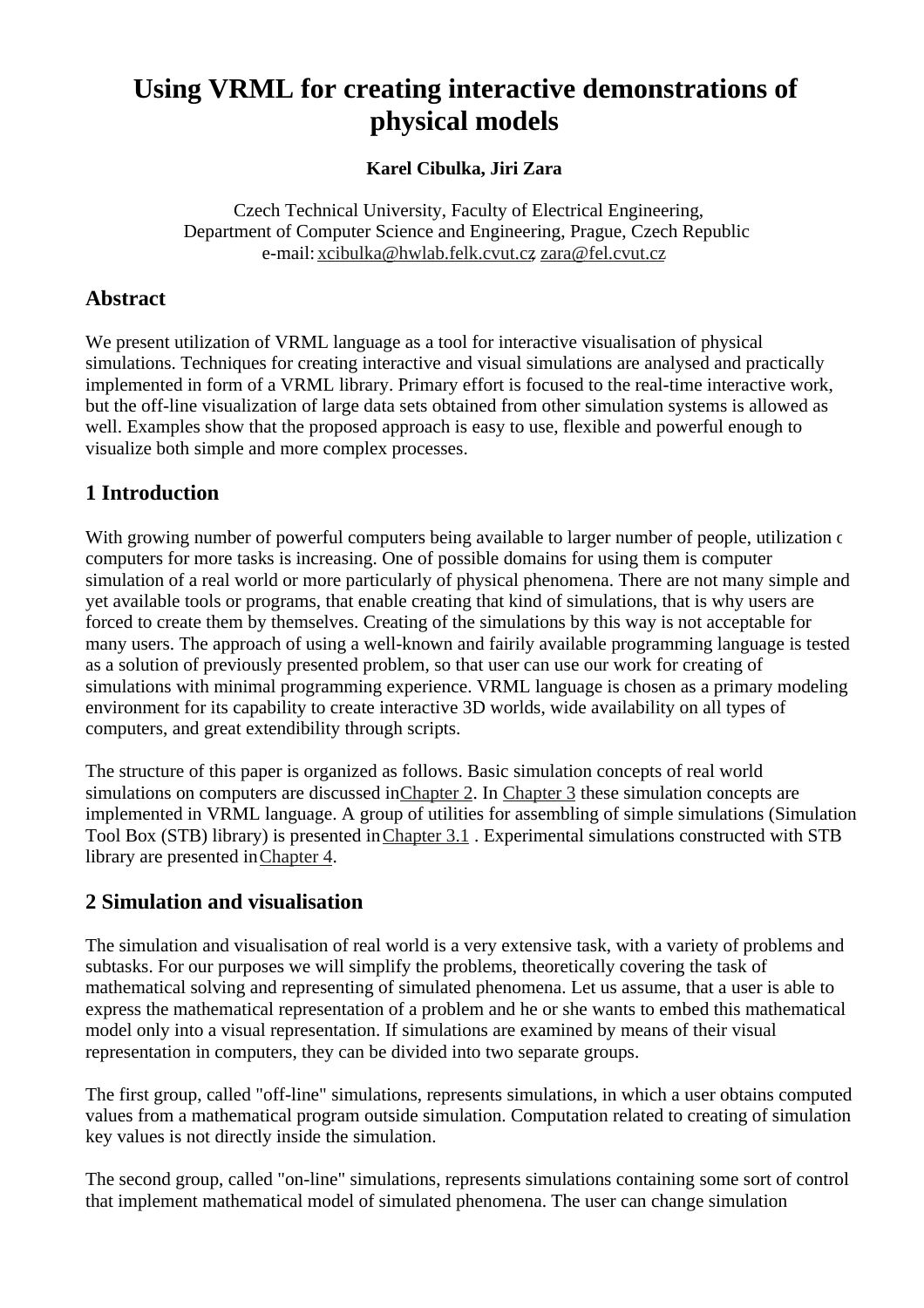# Using VRML for creating interactive demonstrations of physical models

**Karel Cibulka, Jiri Zara**

Czech Technical University, Faculty of Electrical Engineering,
Department of Computer Science and Engineering, Prague, Czech Republic
e-mail: xcibulka@hwlab.felk.cvut.cz, zara@fel.cvut.cz

## Abstract

We present utilization of VRML language as a tool for interactive visualisation of physical simulations. Techniques for creating interactive and visual simulations are analysed and practically implemented in form of a VRML library. Primary effort is focused to the real-time interactive work, but the off-line visualization of large data sets obtained from other simulation systems is allowed as well. Examples show that the proposed approach is easy to use, flexible and powerful enough to visualize both simple and more complex processes.

## 1 Introduction

With growing number of powerful computers being available to larger number of people, utilization of computers for more tasks is increasing. One of possible domains for using them is computer simulation of a real world or more particularly of physical phenomena. There are not many simple and yet available tools or programs, that enable creating that kind of simulations, that is why users are forced to create them by themselves. Creating of the simulations by this way is not acceptable for many users. The approach of using a well-known and fairily available programming language is tested as a solution of previously presented problem, so that user can use our work for creating of simulations with minimal programming experience. VRML language is chosen as a primary modeling environment for its capability to create interactive 3D worlds, wide availability on all types of computers, and great extendibility through scripts.

The structure of this paper is organized as follows. Basic simulation concepts of real world simulations on computers are discussed in Chapter 2. In Chapter 3 these simulation concepts are implemented in VRML language. A group of utilities for assembling of simple simulations (Simulation Tool Box (STB) library) is presented in Chapter 3.1 . Experimental simulations constructed with STB library are presented in Chapter 4.

## 2 Simulation and visualisation

The simulation and visualisation of real world is a very extensive task, with a variety of problems and subtasks. For our purposes we will simplify the problems, theoretically covering the task of mathematical solving and representing of simulated phenomena. Let us assume, that a user is able to express the mathematical representation of a problem and he or she wants to embed this mathematical model only into a visual representation. If simulations are examined by means of their visual representation in computers, they can be divided into two separate groups.

The first group, called "off-line" simulations, represents simulations, in which a user obtains computed values from a mathematical program outside simulation. Computation related to creating of simulation key values is not directly inside the simulation.

The second group, called "on-line" simulations, represents simulations containing some sort of control that implement mathematical model of simulated phenomena. The user can change simulation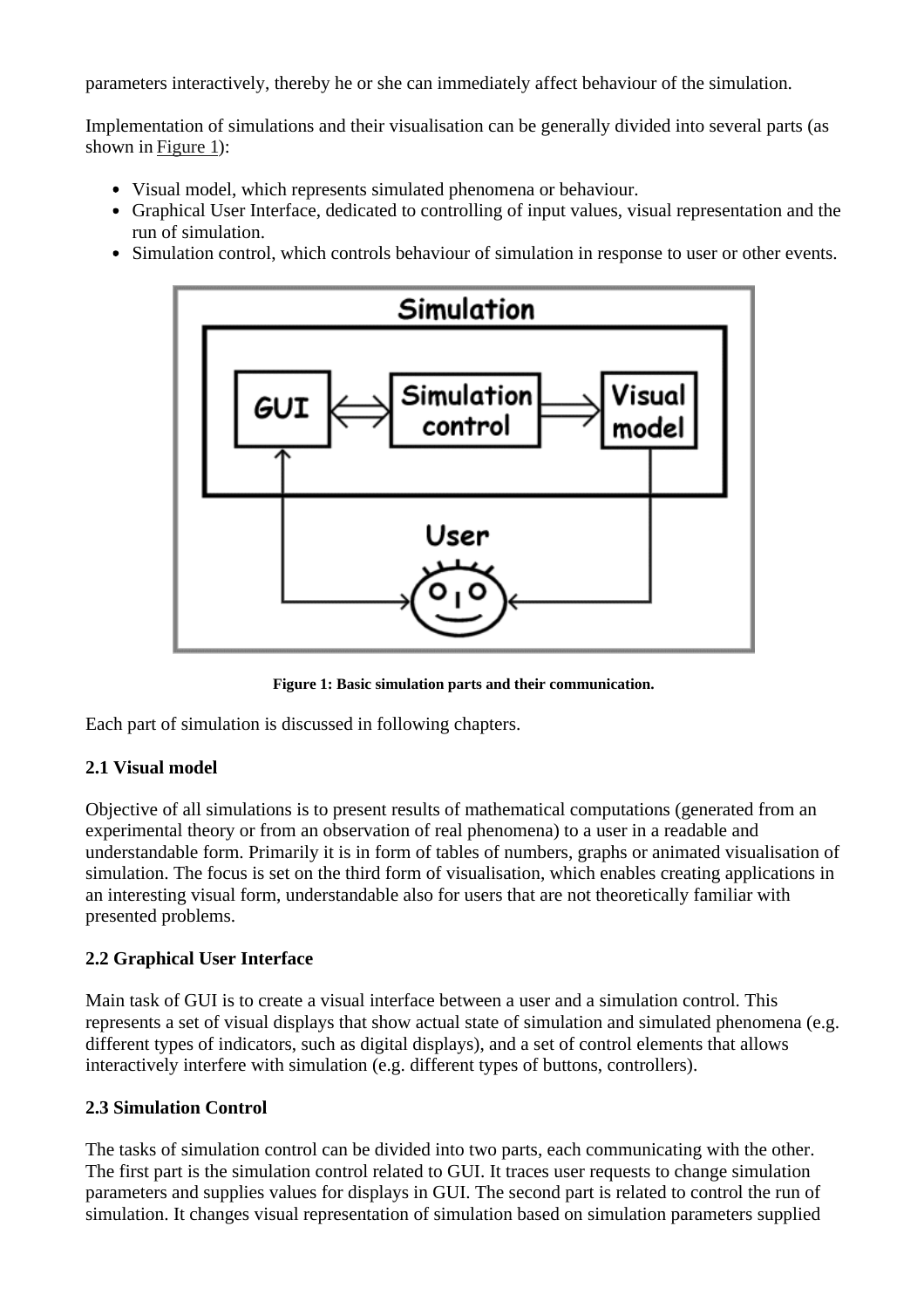parameters interactively, thereby he or she can immediately affect behaviour of the simulation.

Implementation of simulations and their visualisation can be generally divided into several parts (as shown in Figure 1):

- Visual model, which represents simulated phenomena or behaviour.
- Graphical User Interface, dedicated to controlling of input values, visual representation and the run of simulation.
- Simulation control, which controls behaviour of simulation in response to user or other events.

**Figure 1: Basic simulation parts and their communication.**

Each part of simulation is discussed in following chapters.

### 2.1 Visual model

Objective of all simulations is to present results of mathematical computations (generated from an experimental theory or from an observation of real phenomena) to a user in a readable and understandable form. Primarily it is in form of tables of numbers, graphs or animated visualisation of simulation. The focus is set on the third form of visualisation, which enables creating applications in an interesting visual form, understandable also for users that are not theoretically familiar with presented problems.

### 2.2 Graphical User Interface

Main task of GUI is to create a visual interface between a user and a simulation control. This represents a set of visual displays that show actual state of simulation and simulated phenomena (e.g. different types of indicators, such as digital displays), and a set of control elements that allows interactively interfere with simulation (e.g. different types of buttons, controllers).

### 2.3 Simulation Control

The tasks of simulation control can be divided into two parts, each communicating with the other. The first part is the simulation control related to GUI. It traces user requests to change simulation parameters and supplies values for displays in GUI. The second part is related to control the run of simulation. It changes visual representation of simulation based on simulation parameters supplied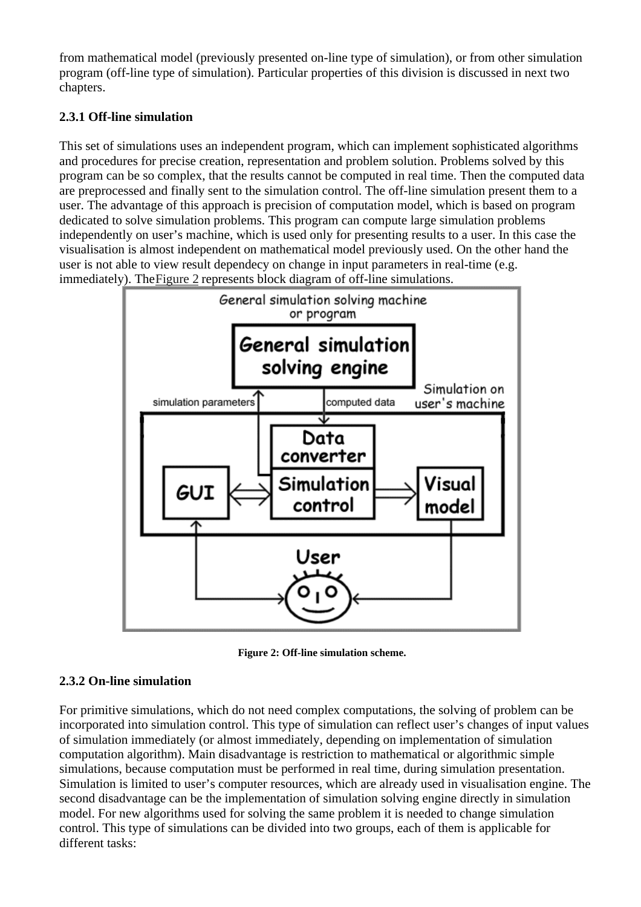from mathematical model (previously presented on-line type of simulation), or from other simulation program (off-line type of simulation). Particular properties of this division is discussed in next two chapters.

### 2.3.1 Off-line simulation

This set of simulations uses an independent program, which can implement sophisticated algorithms and procedures for precise creation, representation and problem solution. Problems solved by this program can be so complex, that the results cannot be computed in real time. Then the computed data are preprocessed and finally sent to the simulation control. The off-line simulation present them to a user. The advantage of this approach is precision of computation model, which is based on program dedicated to solve simulation problems. This program can compute large simulation problems independently on user's machine, which is used only for presenting results to a user. In this case the visualisation is almost independent on mathematical model previously used. On the other hand the user is not able to view result dependecy on change in input parameters in real-time (e.g. immediately). TheFigure 2 represents block diagram of off-line simulations.

**Figure 2: Off-line simulation scheme.**

### 2.3.2 On-line simulation

For primitive simulations, which do not need complex computations, the solving of problem can be incorporated into simulation control. This type of simulation can reflect user's changes of input values of simulation immediately (or almost immediately, depending on implementation of simulation computation algorithm). Main disadvantage is restriction to mathematical or algorithmic simple simulations, because computation must be performed in real time, during simulation presentation. Simulation is limited to user's computer resources, which are already used in visualisation engine. The second disadvantage can be the implementation of simulation solving engine directly in simulation model. For new algorithms used for solving the same problem it is needed to change simulation control. This type of simulations can be divided into two groups, each of them is applicable for different tasks: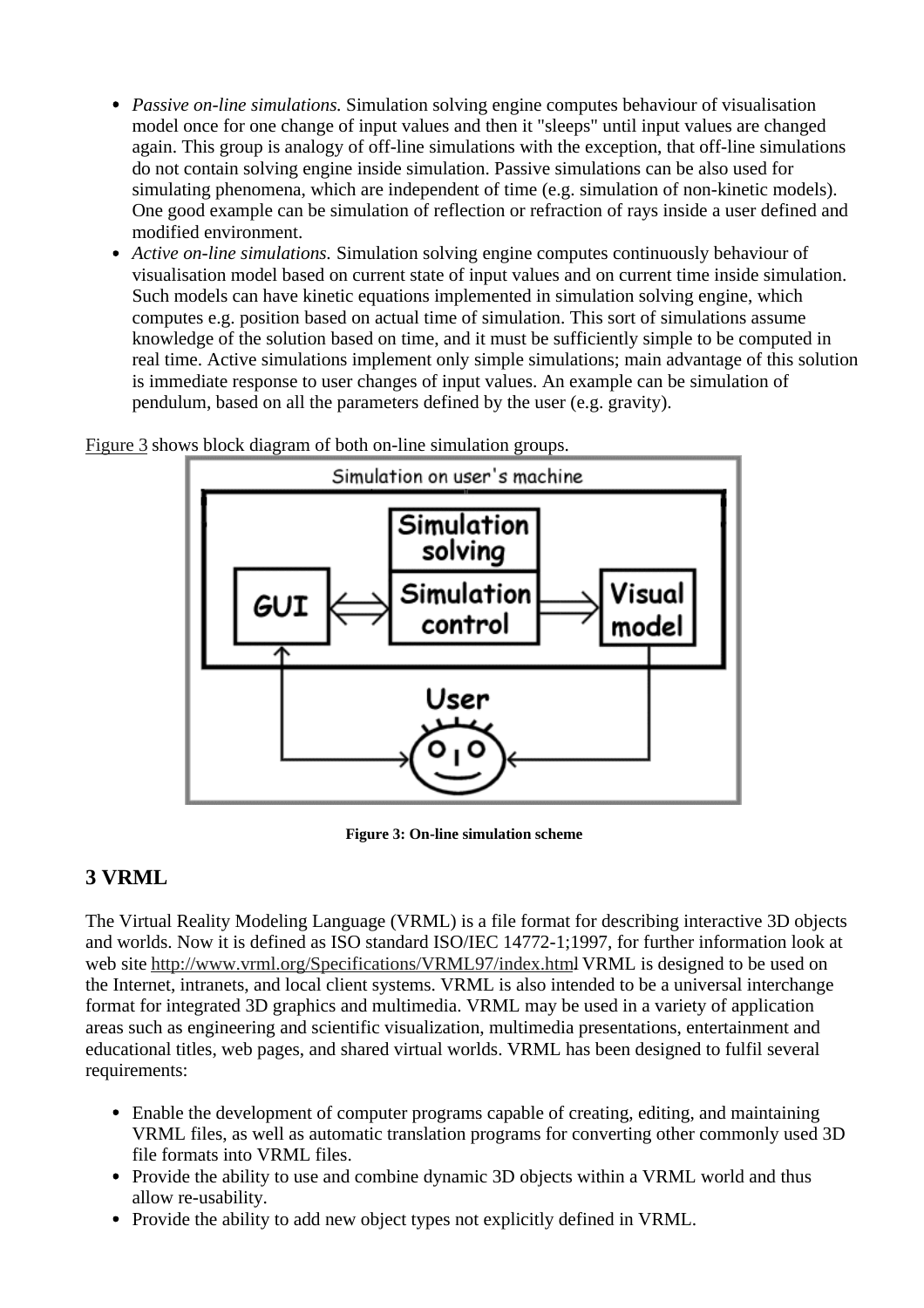- *Passive on-line simulations.* Simulation solving engine computes behaviour of visualisation model once for one change of input values and then it "sleeps" until input values are changed again. This group is analogy of off-line simulations with the exception, that off-line simulations do not contain solving engine inside simulation. Passive simulations can be also used for simulating phenomena, which are independent of time (e.g. simulation of non-kinetic models). One good example can be simulation of reflection or refraction of rays inside a user defined and modified environment.
- *Active on-line simulations.* Simulation solving engine computes continuously behaviour of visualisation model based on current state of input values and on current time inside simulation. Such models can have kinetic equations implemented in simulation solving engine, which computes e.g. position based on actual time of simulation. This sort of simulations assume knowledge of the solution based on time, and it must be sufficiently simple to be computed in real time. Active simulations implement only simple simulations; main advantage of this solution is immediate response to user changes of input values. An example can be simulation of pendulum, based on all the parameters defined by the user (e.g. gravity).

Figure 3 shows block diagram of both on-line simulation groups.

**Figure 3: On-line simulation scheme**

## 3 VRML

The Virtual Reality Modeling Language (VRML) is a file format for describing interactive 3D objects and worlds. Now it is defined as ISO standard ISO/IEC 14772-1;1997, for further information look at web site http://www.vrml.org/Specifications/VRML97/index.html VRML is designed to be used on the Internet, intranets, and local client systems. VRML is also intended to be a universal interchange format for integrated 3D graphics and multimedia. VRML may be used in a variety of application areas such as engineering and scientific visualization, multimedia presentations, entertainment and educational titles, web pages, and shared virtual worlds. VRML has been designed to fulfil several requirements:

- Enable the development of computer programs capable of creating, editing, and maintaining VRML files, as well as automatic translation programs for converting other commonly used 3D file formats into VRML files.
- Provide the ability to use and combine dynamic 3D objects within a VRML world and thus allow re-usability.
- Provide the ability to add new object types not explicitly defined in VRML.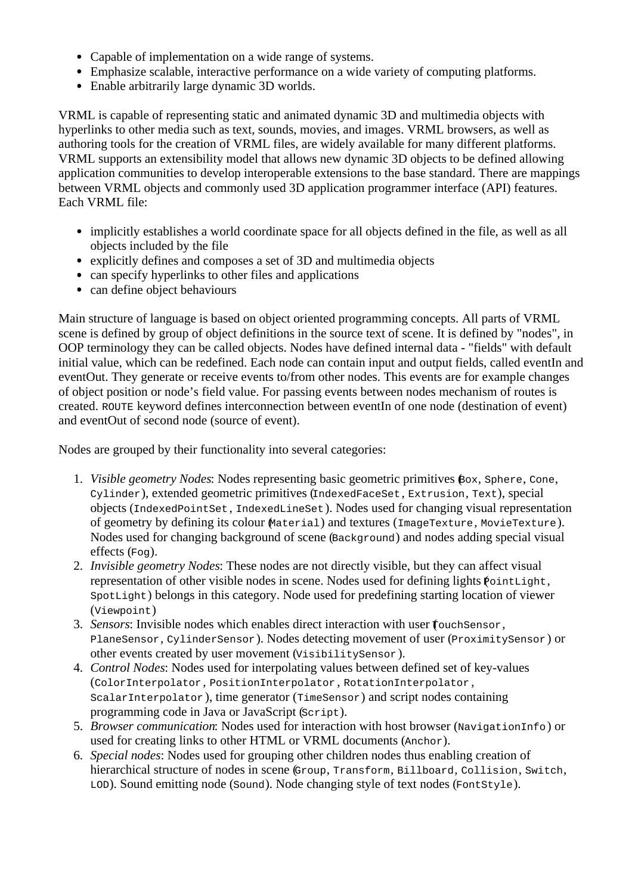- Capable of implementation on a wide range of systems.
- Emphasize scalable, interactive performance on a wide variety of computing platforms.
- Enable arbitrarily large dynamic 3D worlds.

VRML is capable of representing static and animated dynamic 3D and multimedia objects with hyperlinks to other media such as text, sounds, movies, and images. VRML browsers, as well as authoring tools for the creation of VRML files, are widely available for many different platforms. VRML supports an extensibility model that allows new dynamic 3D objects to be defined allowing application communities to develop interoperable extensions to the base standard. There are mappings between VRML objects and commonly used 3D application programmer interface (API) features. Each VRML file:

- implicitly establishes a world coordinate space for all objects defined in the file, as well as all objects included by the file
- explicitly defines and composes a set of 3D and multimedia objects
- can specify hyperlinks to other files and applications
- can define object behaviours

Main structure of language is based on object oriented programming concepts. All parts of VRML scene is defined by group of object definitions in the source text of scene. It is defined by "nodes", in OOP terminology they can be called objects. Nodes have defined internal data - "fields" with default initial value, which can be redefined. Each node can contain input and output fields, called eventIn and eventOut. They generate or receive events to/from other nodes. This events are for example changes of object position or node's field value. For passing events between nodes mechanism of routes is created. `ROUTE` keyword defines interconnection between eventIn of one node (destination of event) and eventOut of second node (source of event).

Nodes are grouped by their functionality into several categories:

1. *Visible geometry Nodes*: Nodes representing basic geometric primitives (`Box`, `Sphere`, `Cone`, `Cylinder`), extended geometric primitives (`IndexedFaceSet`, `Extrusion`, `Text`), special objects (`IndexedPointSet`, `IndexedLineSet`). Nodes used for changing visual representation of geometry by defining its colour (`Material`) and textures (`ImageTexture`, `MovieTexture`). Nodes used for changing background of scene (`Background`) and nodes adding special visual effects (`Fog`).
2. *Invisible geometry Nodes*: These nodes are not directly visible, but they can affect visual representation of other visible nodes in scene. Nodes used for defining lights (`PointLight`, `SpotLight`) belongs in this category. Node used for predefining starting location of viewer (`Viewpoint`)
3. *Sensors*: Invisible nodes which enables direct interaction with user (`TouchSensor`, `PlaneSensor`, `CylinderSensor`). Nodes detecting movement of user (`ProximitySensor`) or other events created by user movement (`VisibilitySensor`).
4. *Control Nodes*: Nodes used for interpolating values between defined set of key-values (`ColorInterpolator`, `PositionInterpolator`, `RotationInterpolator`, `ScalarInterpolator`), time generator (`TimeSensor`) and script nodes containing programming code in Java or JavaScript (`Script`).
5. *Browser communication*: Nodes used for interaction with host browser (`NavigationInfo`) or used for creating links to other HTML or VRML documents (`Anchor`).
6. *Special nodes*: Nodes used for grouping other children nodes thus enabling creation of hierarchical structure of nodes in scene (`Group`, `Transform`, `Billboard`, `Collision`, `Switch`, `LOD`). Sound emitting node (`Sound`). Node changing style of text nodes (`FontStyle`).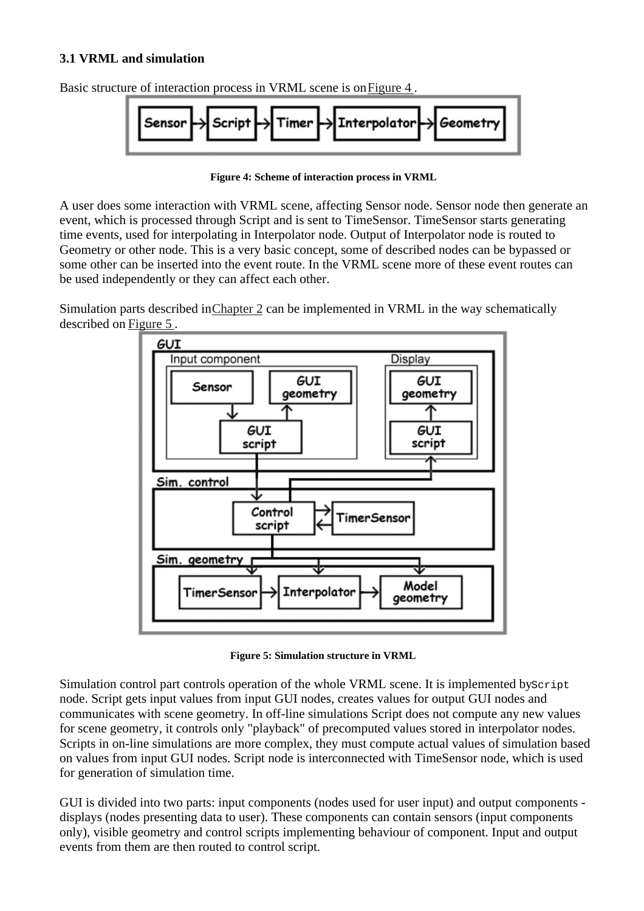### 3.1 VRML and simulation

Basic structure of interaction process in VRML scene is on Figure 4 .

**Figure 4: Scheme of interaction process in VRML**

A user does some interaction with VRML scene, affecting Sensor node. Sensor node then generate an event, which is processed through Script and is sent to TimeSensor. TimeSensor starts generating time events, used for interpolating in Interpolator node. Output of Interpolator node is routed to Geometry or other node. This is a very basic concept, some of described nodes can be bypassed or some other can be inserted into the event route. In the VRML scene more of these event routes can be used independently or they can affect each other.

Simulation parts described in Chapter 2 can be implemented in VRML in the way schematically described on Figure 5 .

**Figure 5: Simulation structure in VRML**

Simulation control part controls operation of the whole VRML scene. It is implemented by `Script` node. Script gets input values from input GUI nodes, creates values for output GUI nodes and communicates with scene geometry. In off-line simulations Script does not compute any new values for scene geometry, it controls only "playback" of precomputed values stored in interpolator nodes. Scripts in on-line simulations are more complex, they must compute actual values of simulation based on values from input GUI nodes. Script node is interconnected with TimeSensor node, which is used for generation of simulation time.

GUI is divided into two parts: input components (nodes used for user input) and output components - displays (nodes presenting data to user). These components can contain sensors (input components only), visible geometry and control scripts implementing behaviour of component. Input and output events from them are then routed to control script.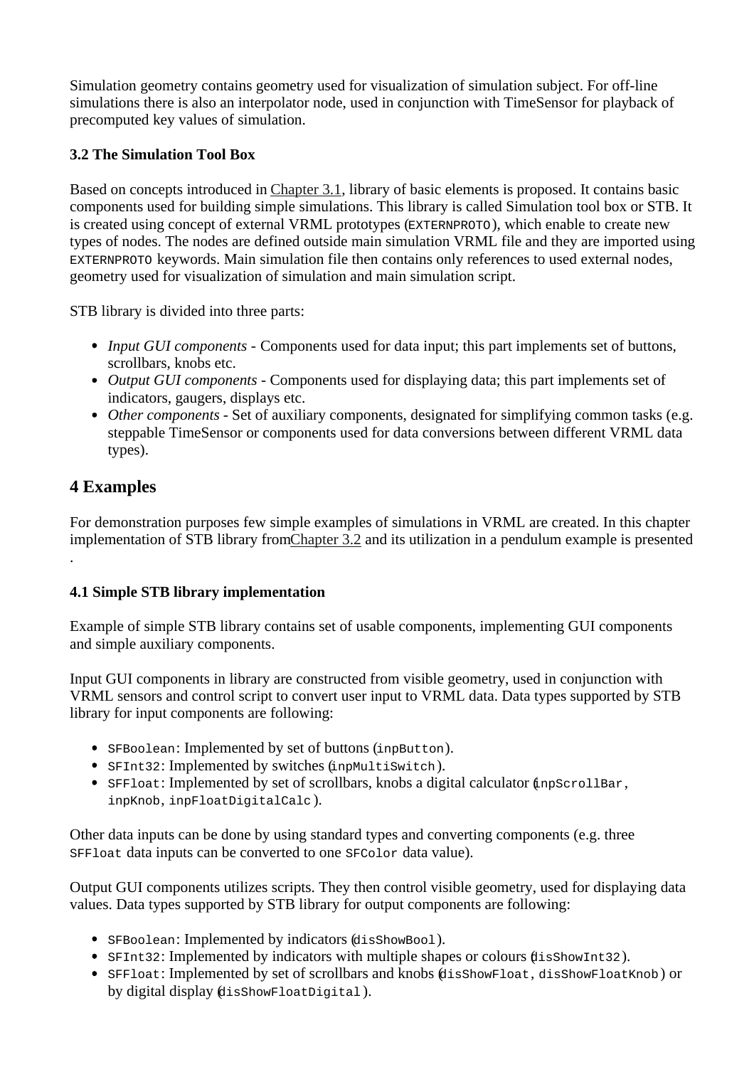Simulation geometry contains geometry used for visualization of simulation subject. For off-line simulations there is also an interpolator node, used in conjunction with TimeSensor for playback of precomputed key values of simulation.

### 3.2 The Simulation Tool Box

Based on concepts introduced in Chapter 3.1, library of basic elements is proposed. It contains basic components used for building simple simulations. This library is called Simulation tool box or STB. It is created using concept of external VRML prototypes (`EXTERNPROTO`), which enable to create new types of nodes. The nodes are defined outside main simulation VRML file and they are imported using `EXTERNPROTO` keywords. Main simulation file then contains only references to used external nodes, geometry used for visualization of simulation and main simulation script.

STB library is divided into three parts:

- *Input GUI components* - Components used for data input; this part implements set of buttons, scrollbars, knobs etc.
- *Output GUI components* - Components used for displaying data; this part implements set of indicators, gaugers, displays etc.
- *Other components* - Set of auxiliary components, designated for simplifying common tasks (e.g. steppable TimeSensor or components used for data conversions between different VRML data types).

## 4 Examples

For demonstration purposes few simple examples of simulations in VRML are created. In this chapter implementation of STB library from Chapter 3.2 and its utilization in a pendulum example is presented.

### 4.1 Simple STB library implementation

Example of simple STB library contains set of usable components, implementing GUI components and simple auxiliary components.

Input GUI components in library are constructed from visible geometry, used in conjunction with VRML sensors and control script to convert user input to VRML data. Data types supported by STB library for input components are following:

- `SFBoolean`: Implemented by set of buttons (`inpButton`).
- `SFInt32`: Implemented by switches (`inpMultiSwitch`).
- `SFFloat`: Implemented by set of scrollbars, knobs a digital calculator (`inpScrollBar`, `inpKnob`, `inpFloatDigitalCalc`).

Other data inputs can be done by using standard types and converting components (e.g. three `SFFloat` data inputs can be converted to one `SFColor` data value).

Output GUI components utilizes scripts. They then control visible geometry, used for displaying data values. Data types supported by STB library for output components are following:

- `SFBoolean`: Implemented by indicators (`disShowBool`).
- `SFInt32`: Implemented by indicators with multiple shapes or colours (`disShowInt32`).
- `SFFloat`: Implemented by set of scrollbars and knobs (`disShowFloat`, `disShowFloatKnob`) or by digital display (`disShowFloatDigital`).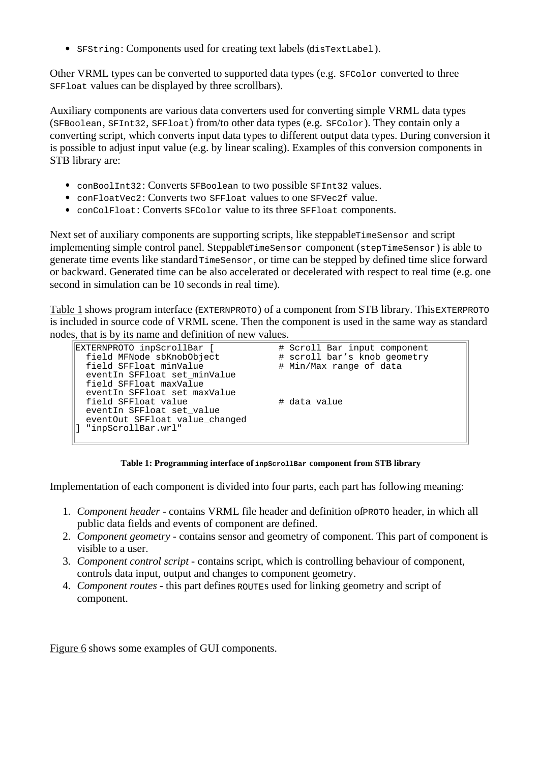- `SFString`: Components used for creating text labels (`disTextLabel`).

Other VRML types can be converted to supported data types (e.g. `SFColor` converted to three `SFFloat` values can be displayed by three scrollbars).

Auxiliary components are various data converters used for converting simple VRML data types (`SFBoolean`, `SFInt32`, `SFFloat`) from/to other data types (e.g. `SFColor`). They contain only a converting script, which converts input data types to different output data types. During conversion it is possible to adjust input value (e.g. by linear scaling). Examples of this conversion components in STB library are:

- `conBoolInt32`: Converts `SFBoolean` to two possible `SFInt32` values.
- `conFloatVec2`: Converts two `SFFloat` values to one `SFVec2f` value.
- `conColFloat`: Converts `SFColor` value to its three `SFFloat` components.

Next set of auxiliary components are supporting scripts, like steppable `TimeSensor` and script implementing simple control panel. Steppable `TimeSensor` component (`stepTimeSensor`) is able to generate time events like standard `TimeSensor`, or time can be stepped by defined time slice forward or backward. Generated time can be also accelerated or decelerated with respect to real time (e.g. one second in simulation can be 10 seconds in real time).

Table 1 shows program interface (`EXTERNPROTO`) of a component from STB library. This `EXTERPROTO` is included in source code of VRML scene. Then the component is used in the same way as standard nodes, that is by its name and definition of new values.

```
EXTERNPROTO inpScrollBar [           # Scroll Bar input component
  field MFNode sbKnobObject          # scroll bar's knob geometry
  field SFFloat minValue             # Min/Max range of data
  eventIn SFFloat set_minValue
  field SFFloat maxValue
  eventIn SFFloat set_maxValue
  field SFFloat value                # data value
  eventIn SFFloat set_value
  eventOut SFFloat value_changed
] "inpScrollBar.wrl"
```

**Table 1: Programming interface of `inpScrollBar` component from STB library**

Implementation of each component is divided into four parts, each part has following meaning:

1. *Component header* - contains VRML file header and definition of `PROTO` header, in which all public data fields and events of component are defined.
2. *Component geometry* - contains sensor and geometry of component. This part of component is visible to a user.
3. *Component control script* - contains script, which is controlling behaviour of component, controls data input, output and changes to component geometry.
4. *Component routes* - this part defines `ROUTE`s used for linking geometry and script of component.

Figure 6 shows some examples of GUI components.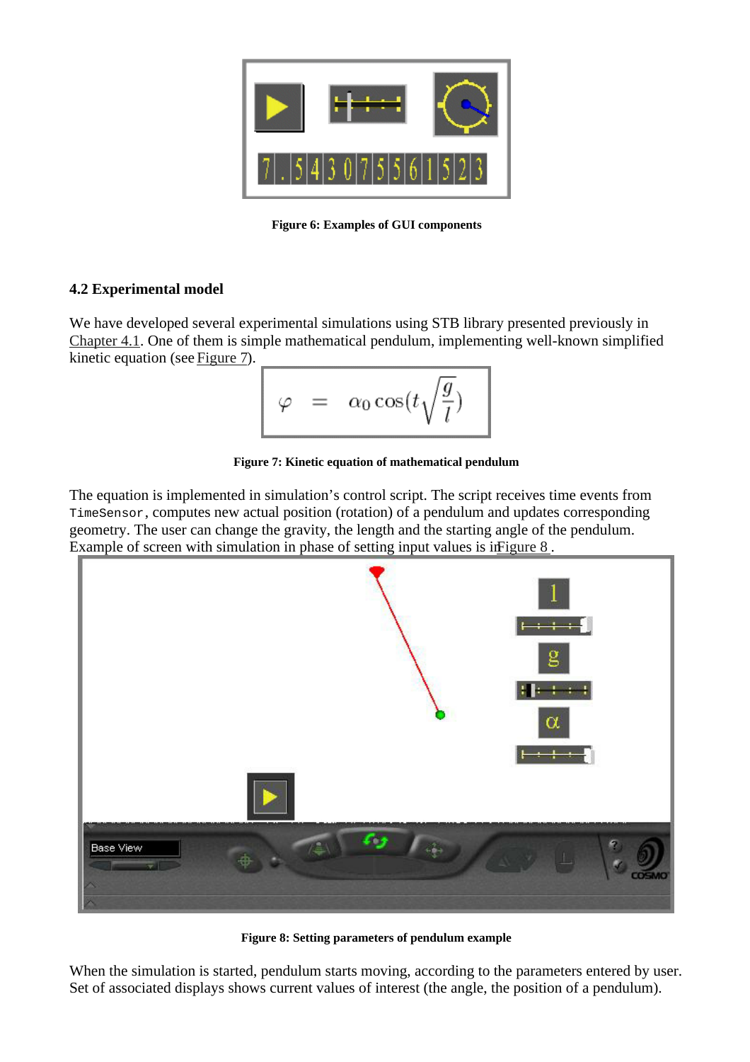Figure 6: Examples of GUI components

### 4.2 Experimental model

We have developed several experimental simulations using STB library presented previously in Chapter 4.1. One of them is simple mathematical pendulum, implementing well-known simplified kinetic equation (see Figure 7).

$$\varphi = \alpha_0 \cos(t\sqrt{\frac{g}{l}})$$

Figure 7: Kinetic equation of mathematical pendulum

The equation is implemented in simulation's control script. The script receives time events from `TimeSensor`, computes new actual position (rotation) of a pendulum and updates corresponding geometry. The user can change the gravity, the length and the starting angle of the pendulum. Example of screen with simulation in phase of setting input values is in Figure 8 .

Figure 8: Setting parameters of pendulum example

When the simulation is started, pendulum starts moving, according to the parameters entered by user. Set of associated displays shows current values of interest (the angle, the position of a pendulum).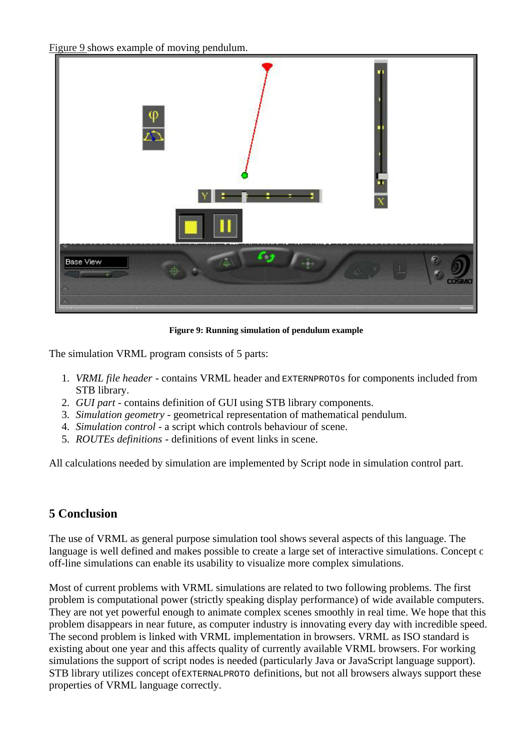Figure 9 shows example of moving pendulum.

**Figure 9: Running simulation of pendulum example**

The simulation VRML program consists of 5 parts:

1. *VRML file header* - contains VRML header and `EXTERNPROTO`s for components included from STB library.
2. *GUI part* - contains definition of GUI using STB library components.
3. *Simulation geometry* - geometrical representation of mathematical pendulum.
4. *Simulation control* - a script which controls behaviour of scene.
5. *ROUTEs definitions* - definitions of event links in scene.

All calculations needed by simulation are implemented by Script node in simulation control part.

## 5 Conclusion

The use of VRML as general purpose simulation tool shows several aspects of this language. The language is well defined and makes possible to create a large set of interactive simulations. Concept c off-line simulations can enable its usability to visualize more complex simulations.

Most of current problems with VRML simulations are related to two following problems. The first problem is computational power (strictly speaking display performance) of wide available computers. They are not yet powerful enough to animate complex scenes smoothly in real time. We hope that this problem disappears in near future, as computer industry is innovating every day with incredible speed. The second problem is linked with VRML implementation in browsers. VRML as ISO standard is existing about one year and this affects quality of currently available VRML browsers. For working simulations the support of script nodes is needed (particularly Java or JavaScript language support). STB library utilizes concept of`EXTERNALPROTO` definitions, but not all browsers always support these properties of VRML language correctly.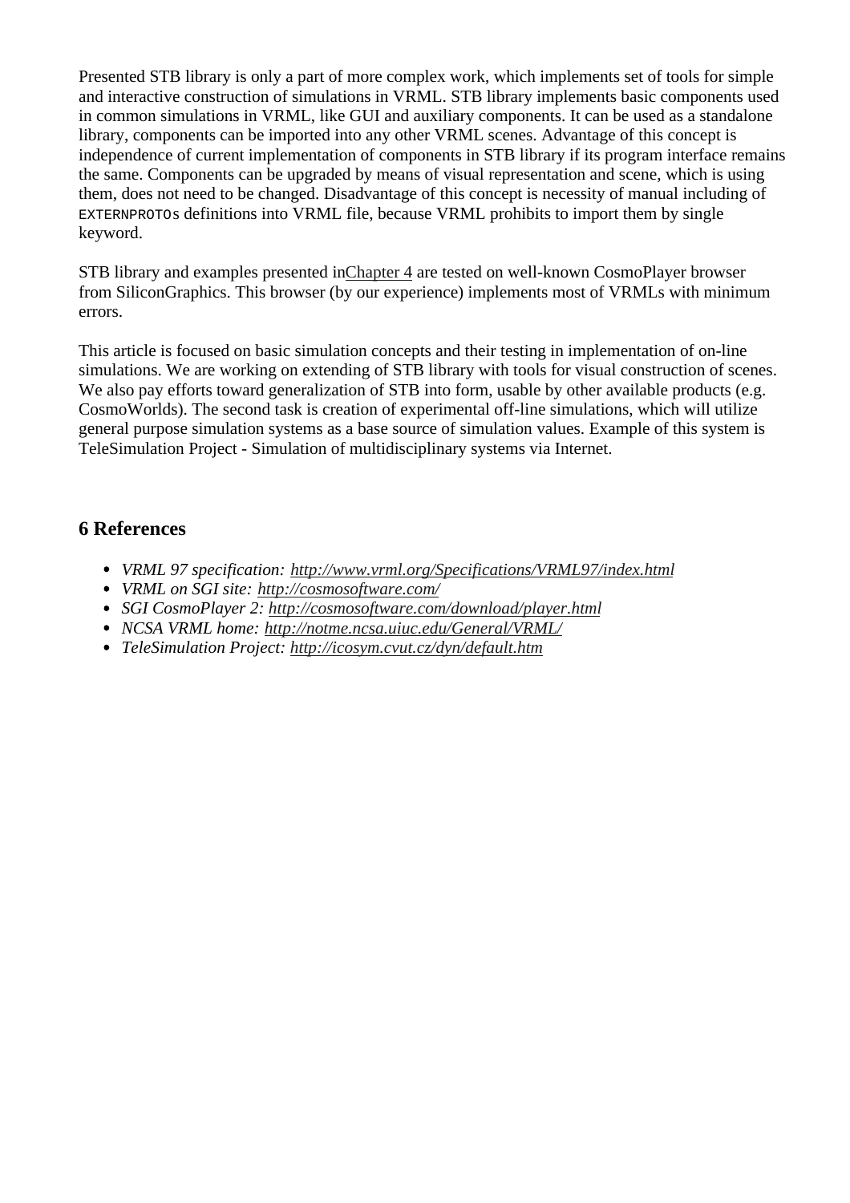Presented STB library is only a part of more complex work, which implements set of tools for simple and interactive construction of simulations in VRML. STB library implements basic components used in common simulations in VRML, like GUI and auxiliary components. It can be used as a standalone library, components can be imported into any other VRML scenes. Advantage of this concept is independence of current implementation of components in STB library if its program interface remains the same. Components can be upgraded by means of visual representation and scene, which is using them, does not need to be changed. Disadvantage of this concept is necessity of manual including of `EXTERNPROTO`s definitions into VRML file, because VRML prohibits to import them by single keyword.

STB library and examples presented inChapter 4 are tested on well-known CosmoPlayer browser from SiliconGraphics. This browser (by our experience) implements most of VRMLs with minimum errors.

This article is focused on basic simulation concepts and their testing in implementation of on-line simulations. We are working on extending of STB library with tools for visual construction of scenes. We also pay efforts toward generalization of STB into form, usable by other available products (e.g. CosmoWorlds). The second task is creation of experimental off-line simulations, which will utilize general purpose simulation systems as a base source of simulation values. Example of this system is TeleSimulation Project - Simulation of multidisciplinary systems via Internet.

## 6 References

- *VRML 97 specification: http://www.vrml.org/Specifications/VRML97/index.html*
- *VRML on SGI site: http://cosmosoftware.com/*
- *SGI CosmoPlayer 2: http://cosmosoftware.com/download/player.html*
- *NCSA VRML home: http://notme.ncsa.uiuc.edu/General/VRML/*
- *TeleSimulation Project: http://icosym.cvut.cz/dyn/default.htm*